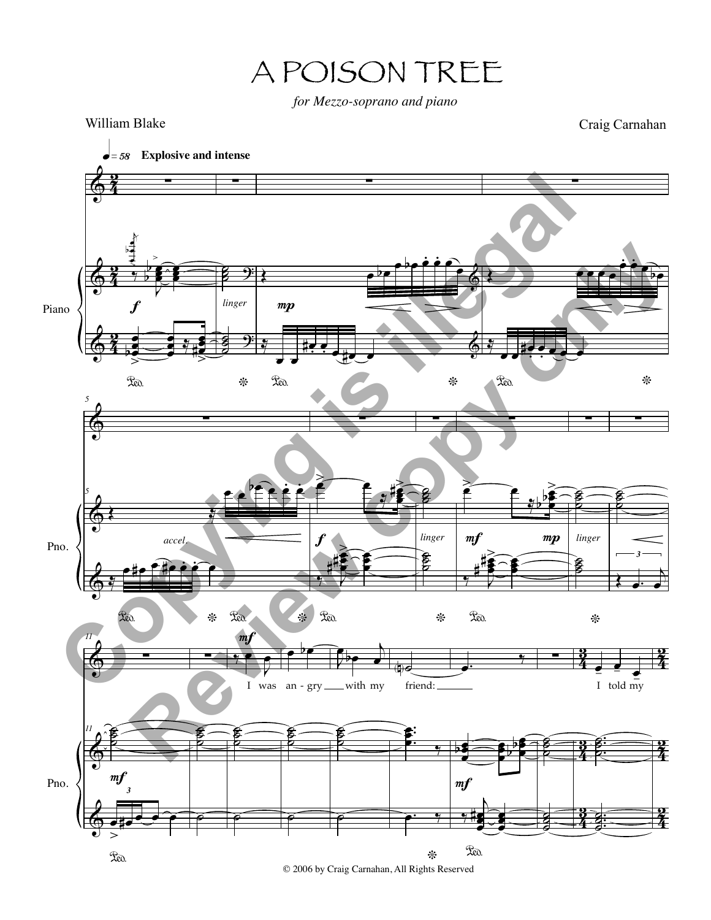# A POISON TREE

*for Mezzo-soprano and piano*

William Blake

Craig Carnahan

♩ = 58 **Explosive and intense**

I was an-gry with my friend: I told my

© 2006 by Craig Carnahan, All Rights Reserved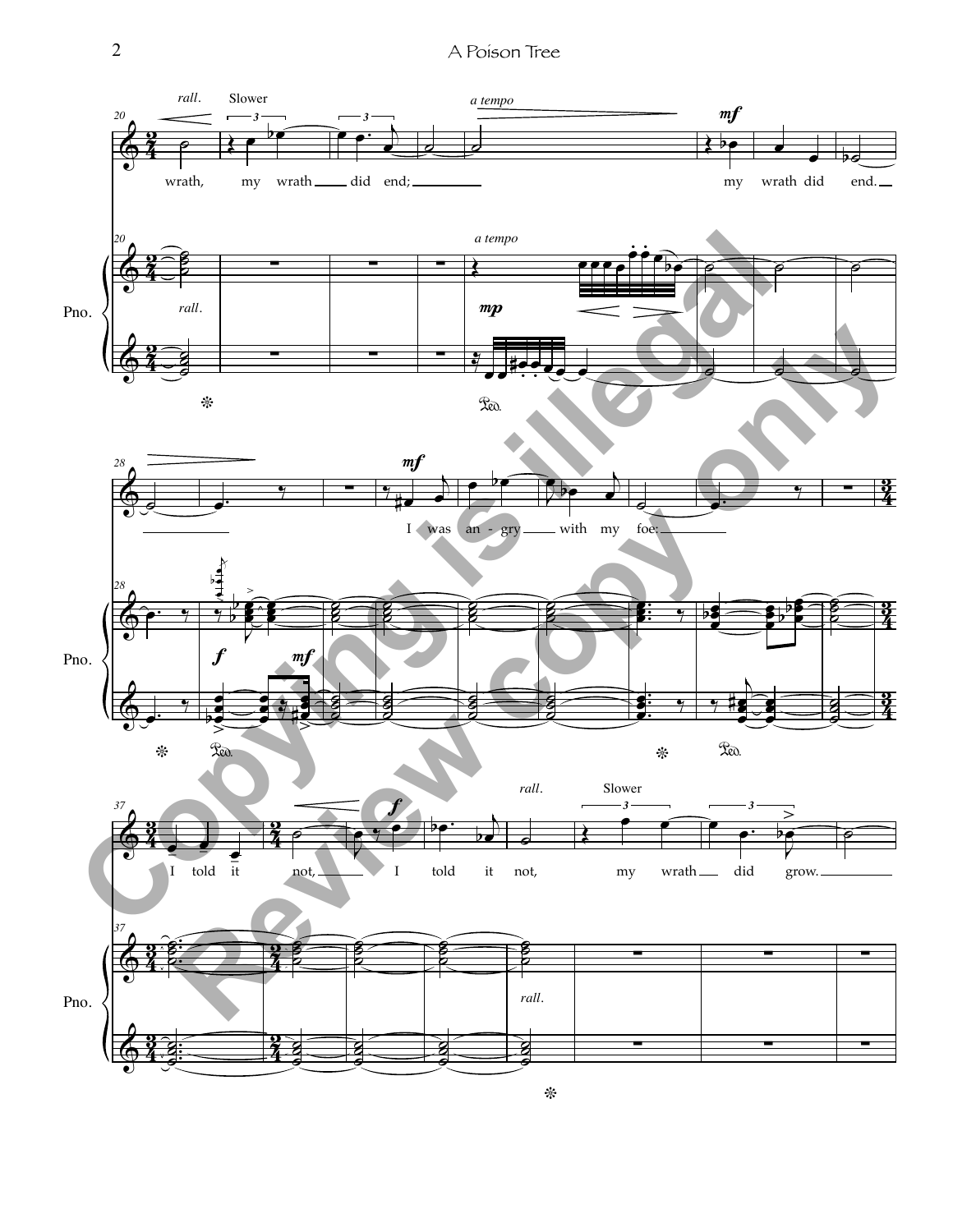*rall.* Slower *a tempo*

wrath, my wrath did end; my wrath did end.

I was an - gry with my foe:

*rall.* Slower

I told it not, I told it not, my wrath did grow.

Pno.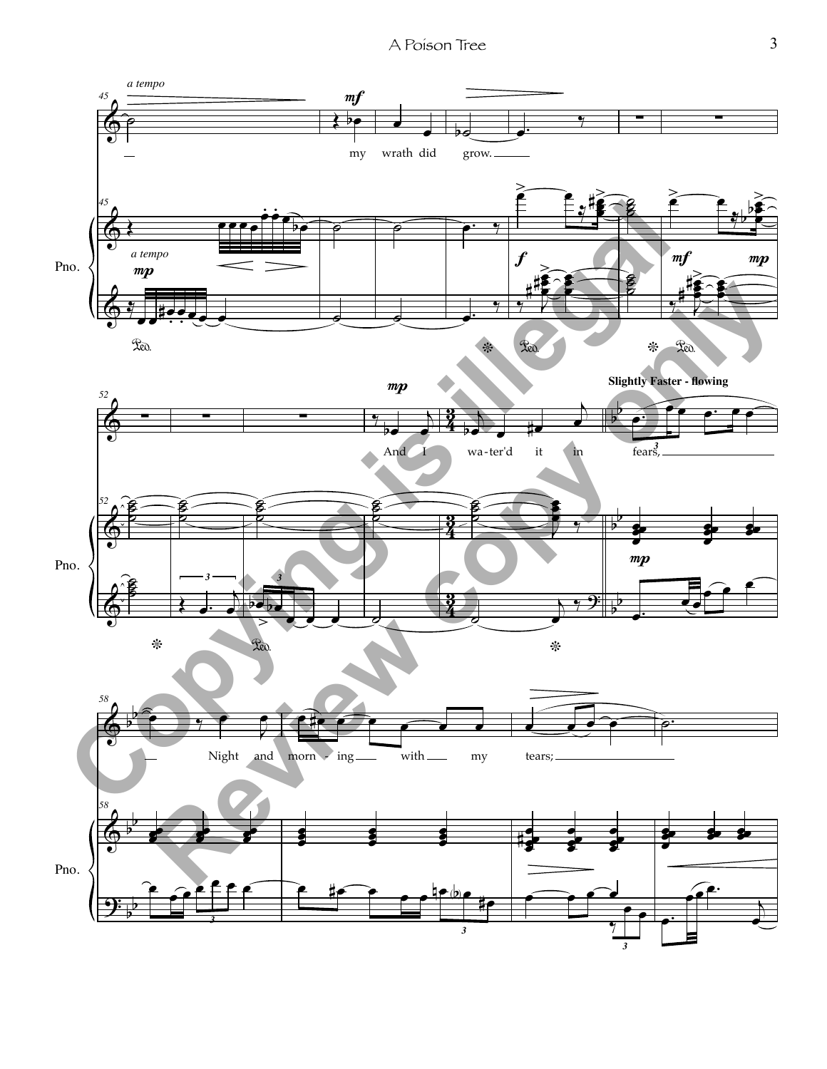*a tempo*

my wrath did grow.

*a tempo*

And I wa-ter'd it in fears,

**Slightly Faster - flowing**

Night and morn - ing with my tears;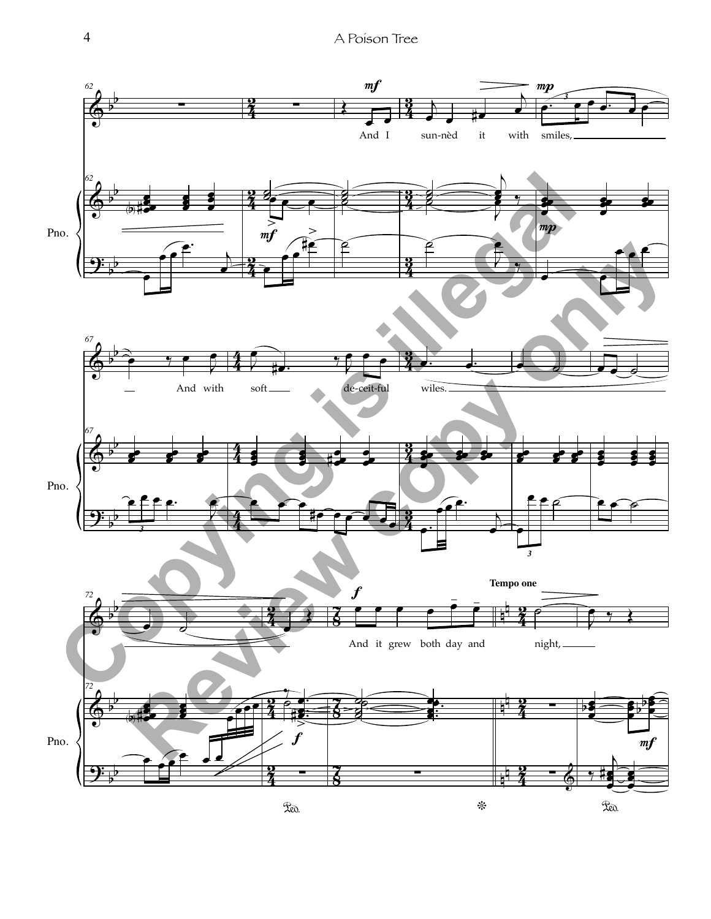And I sun-nèd it with smiles, And with soft de-ceit-ful wiles.

**Tempo one**

And it grew both day and night,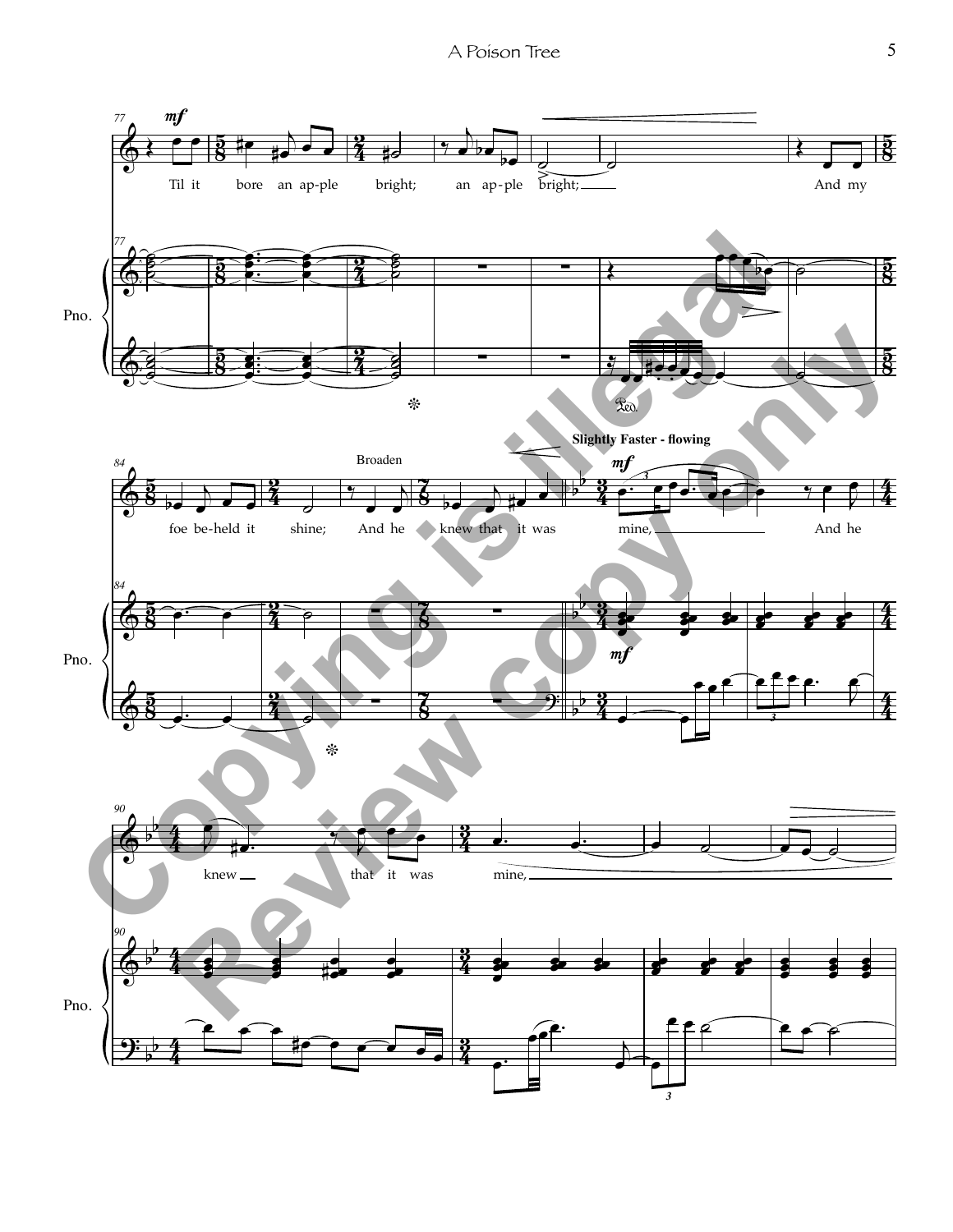Til it bore an ap-ple bright; an ap-ple bright; And my

foe be-held it shine; And he knew that it was mine, And he

knew that it was mine,

Broaden

Slightly Faster - flowing

*mf*

Pno.

Copying is illegal
Review copy only